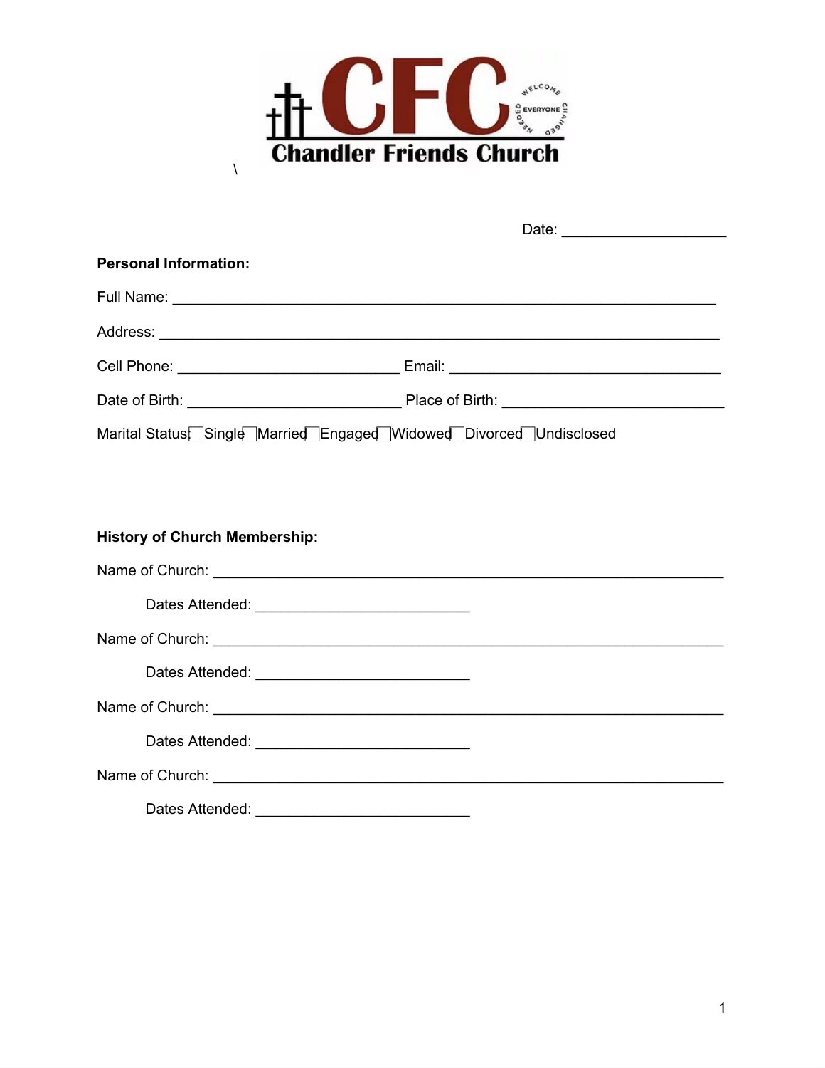CFC

Chandler Friends Church

WELCOME EVERYONE CHANGED NEEDED

\

Date: ___________________

**Personal Information:**

Full Name: ______________________________________________________________

Address: _______________________________________________________________

Cell Phone: __________________________ Email: ________________________________

Date of Birth: _________________________ Place of Birth: __________________________

Marital Status: ☐Single ☐Married ☐Engaged ☐Widowed ☐Divorced ☐Undisclosed

**History of Church Membership:**

Name of Church: _________________________________________________________

Dates Attended: _________________________

Name of Church: _________________________________________________________

Dates Attended: _________________________

Name of Church: _________________________________________________________

Dates Attended: _________________________

Name of Church: _________________________________________________________

Dates Attended: _________________________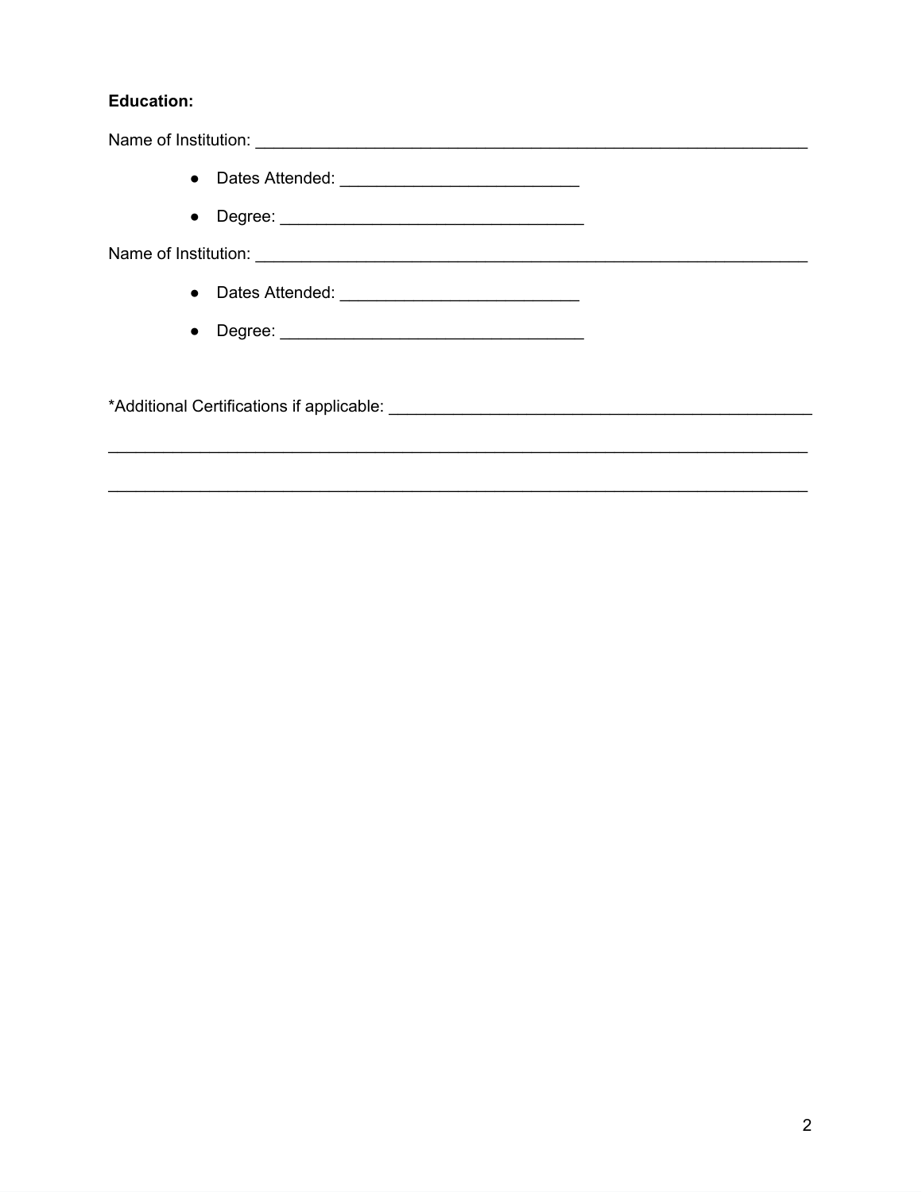**Education:**

Name of Institution: ______________________________________________________________

- Dates Attended: ___________________________
- Degree: __________________________________

Name of Institution: ______________________________________________________________

- Dates Attended: ___________________________
- Degree: __________________________________

*Additional Certifications if applicable: _________________________________________________

_______________________________________________________________________________

_______________________________________________________________________________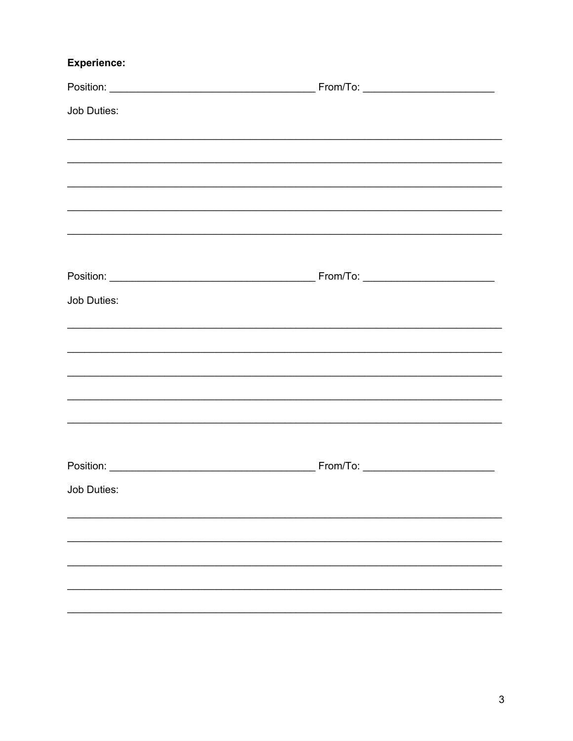**Experience:**

Position: ___________________________________ From/To: _____________________

Job Duties:

___________________________________________________________________________

___________________________________________________________________________

___________________________________________________________________________

___________________________________________________________________________

___________________________________________________________________________

Position: ___________________________________ From/To: _____________________

Job Duties:

___________________________________________________________________________

___________________________________________________________________________

___________________________________________________________________________

___________________________________________________________________________

___________________________________________________________________________

Position: ___________________________________ From/To: _____________________

Job Duties:

___________________________________________________________________________

___________________________________________________________________________

___________________________________________________________________________

___________________________________________________________________________

___________________________________________________________________________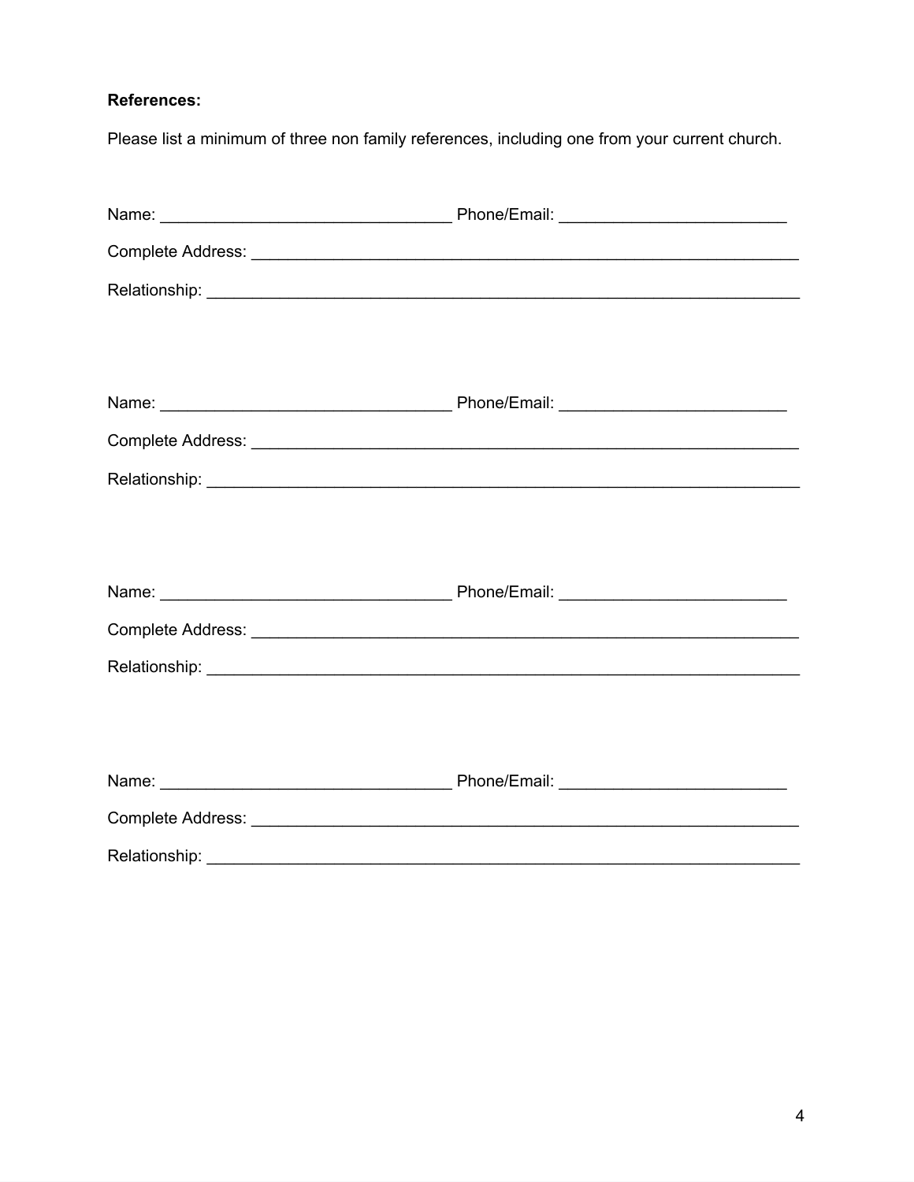**References:**

Please list a minimum of three non family references, including one from your current church.

Name: ________________________________ Phone/Email: _________________________

Complete Address: _______________________________________________________________

Relationship: ___________________________________________________________________

Name: ________________________________ Phone/Email: _________________________

Complete Address: _______________________________________________________________

Relationship: ___________________________________________________________________

Name: ________________________________ Phone/Email: _________________________

Complete Address: _______________________________________________________________

Relationship: ___________________________________________________________________

Name: ________________________________ Phone/Email: _________________________

Complete Address: _______________________________________________________________

Relationship: ___________________________________________________________________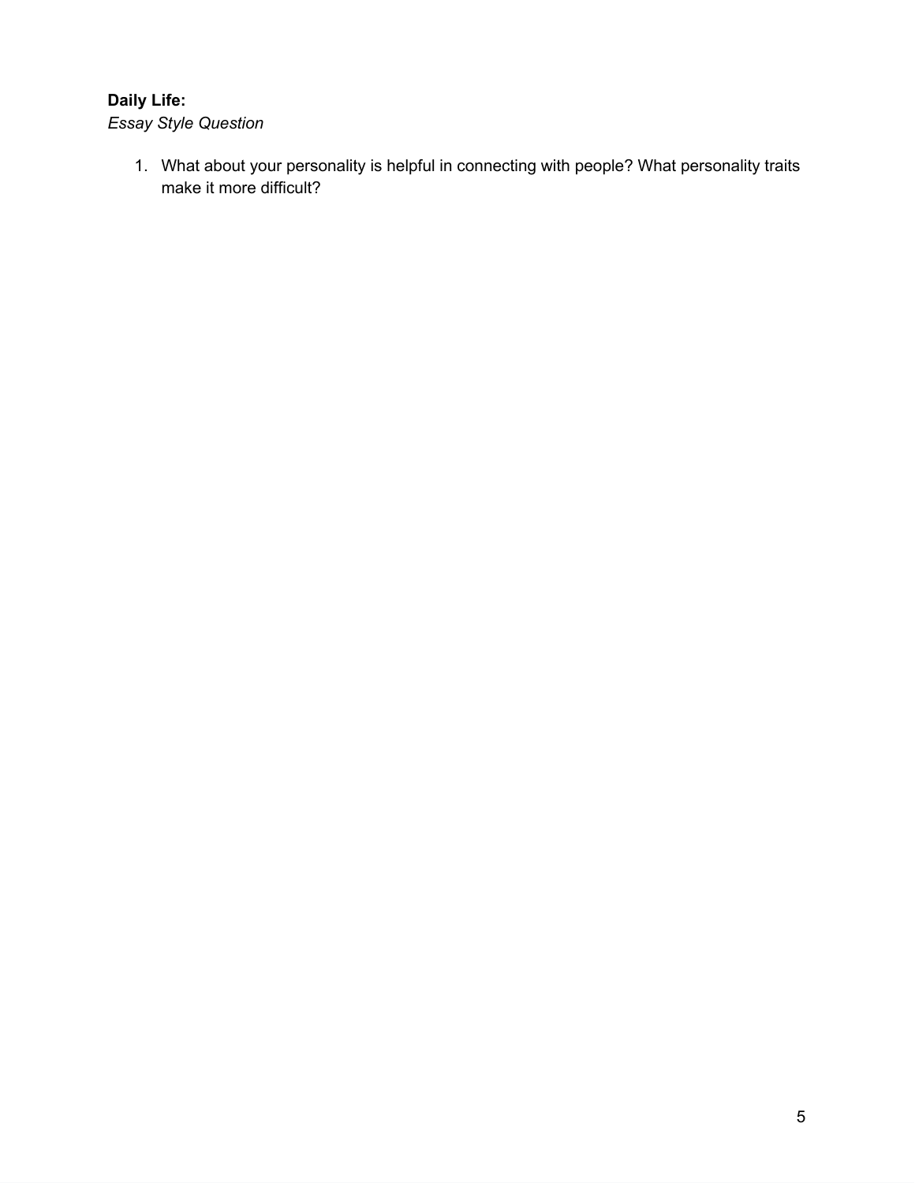**Daily Life:**
*Essay Style Question*

1. What about your personality is helpful in connecting with people? What personality traits make it more difficult?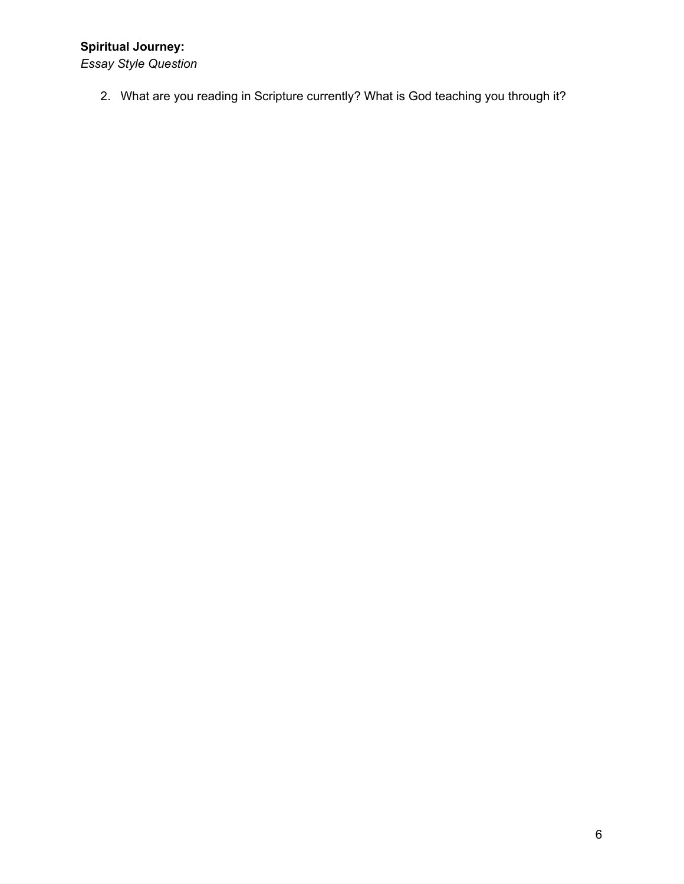**Spiritual Journey:**
*Essay Style Question*

2. What are you reading in Scripture currently? What is God teaching you through it?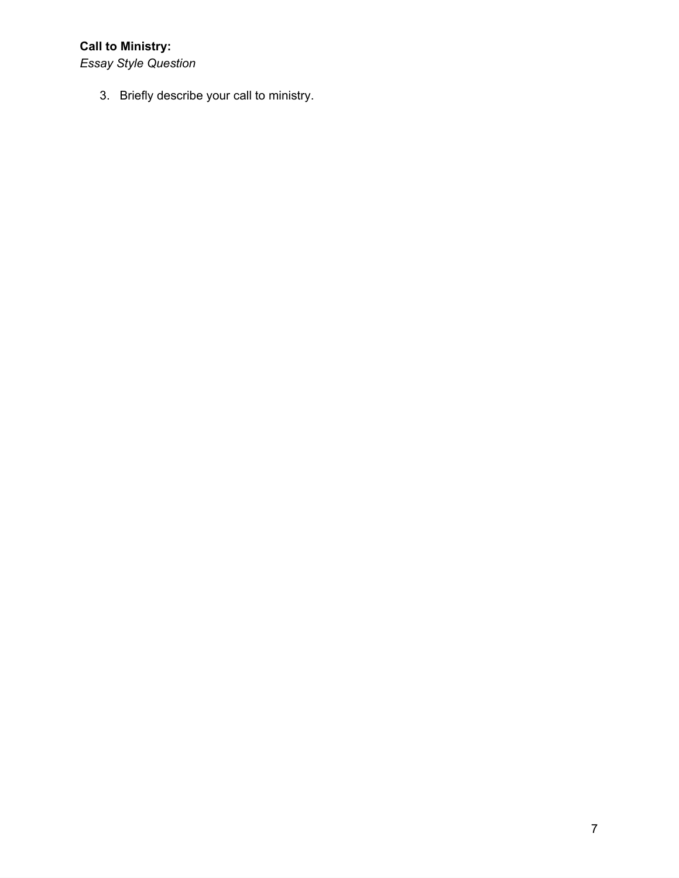**Call to Ministry:**
*Essay Style Question*

3. Briefly describe your call to ministry.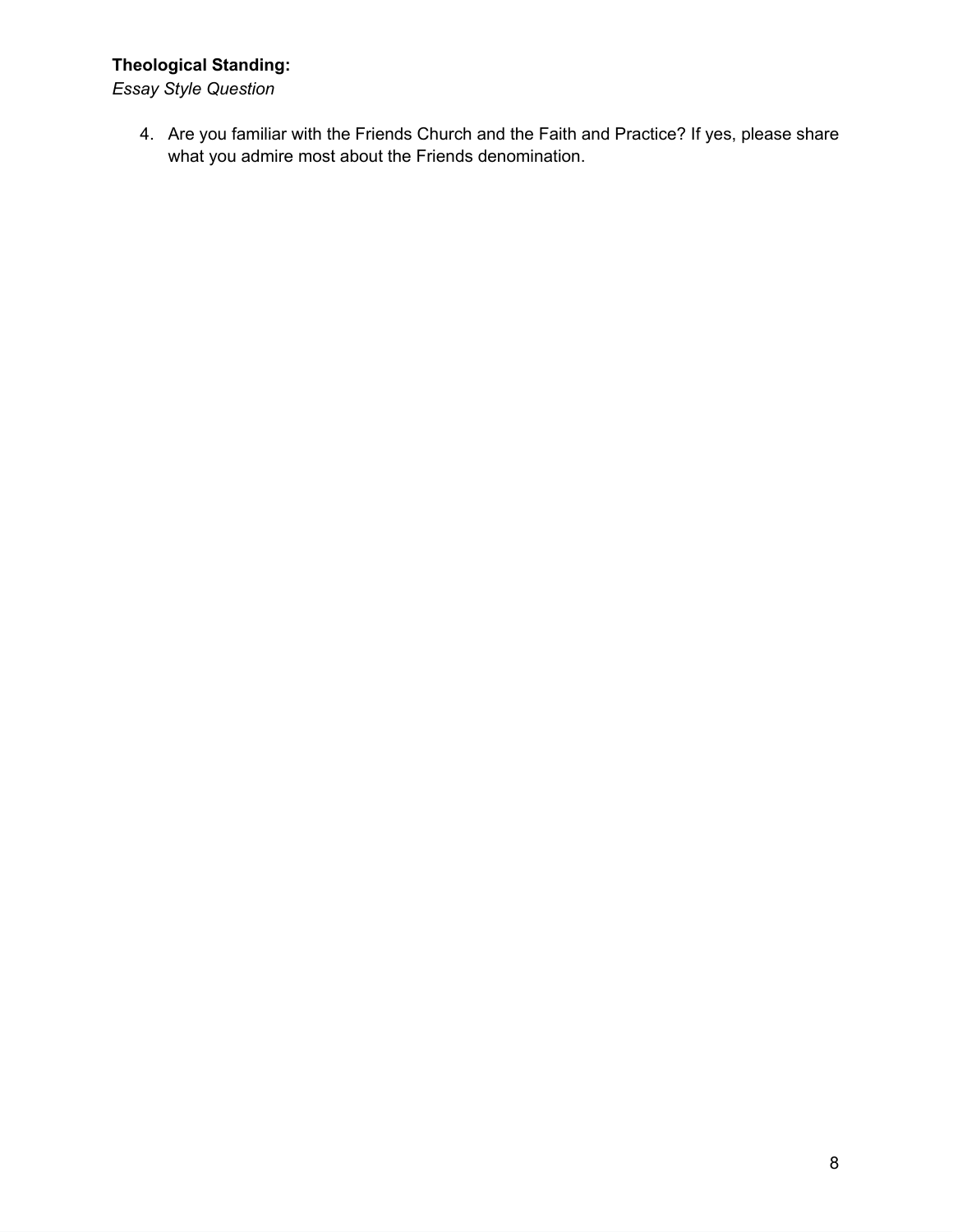**Theological Standing:**
*Essay Style Question*

4. Are you familiar with the Friends Church and the Faith and Practice? If yes, please share what you admire most about the Friends denomination.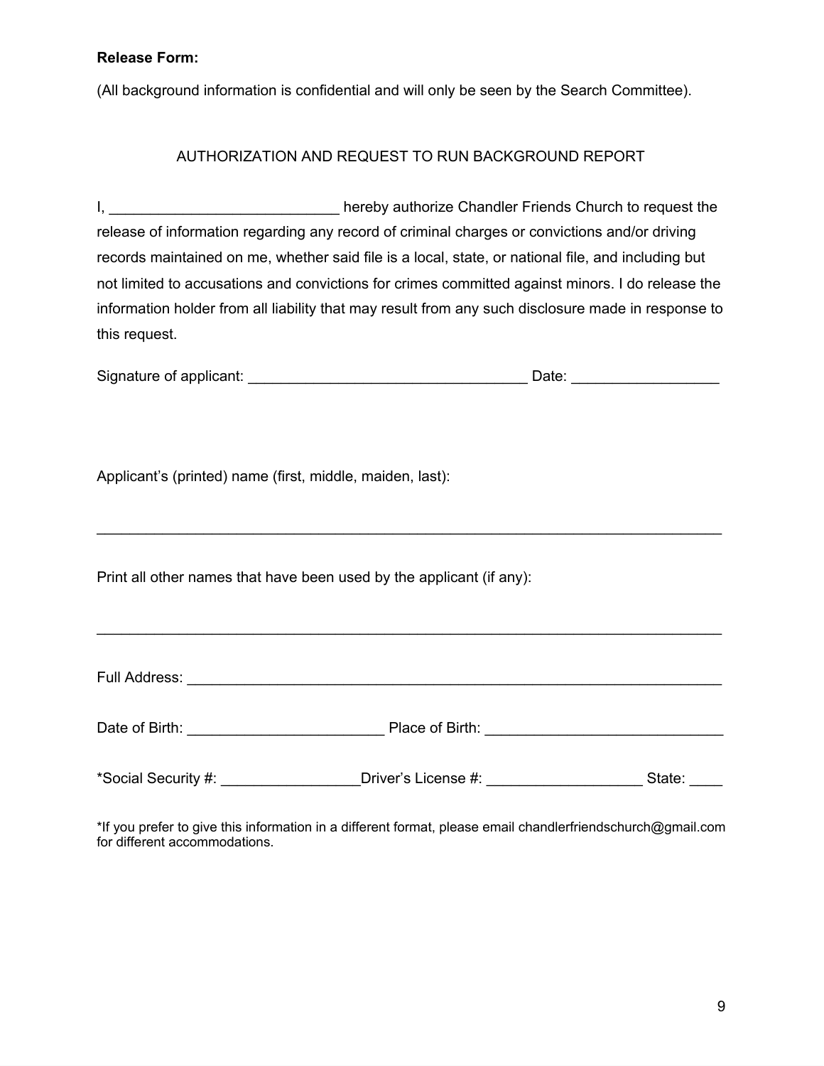**Release Form:**

(All background information is confidential and will only be seen by the Search Committee).

AUTHORIZATION AND REQUEST TO RUN BACKGROUND REPORT

I, ___________________________ hereby authorize Chandler Friends Church to request the release of information regarding any record of criminal charges or convictions and/or driving records maintained on me, whether said file is a local, state, or national file, and including but not limited to accusations and convictions for crimes committed against minors. I do release the information holder from all liability that may result from any such disclosure made in response to this request.

Signature of applicant: _________________________________ Date: _________________

Applicant's (printed) name (first, middle, maiden, last):

___________________________________________________________________________

Print all other names that have been used by the applicant (if any):

___________________________________________________________________________

Full Address: ______________________________________________________________

Date of Birth: ________________________ Place of Birth: ____________________________

*Social Security #: ________________Driver's License #: __________________ State: ____

*If you prefer to give this information in a different format, please email chandlerfriendschurch@gmail.com for different accommodations.